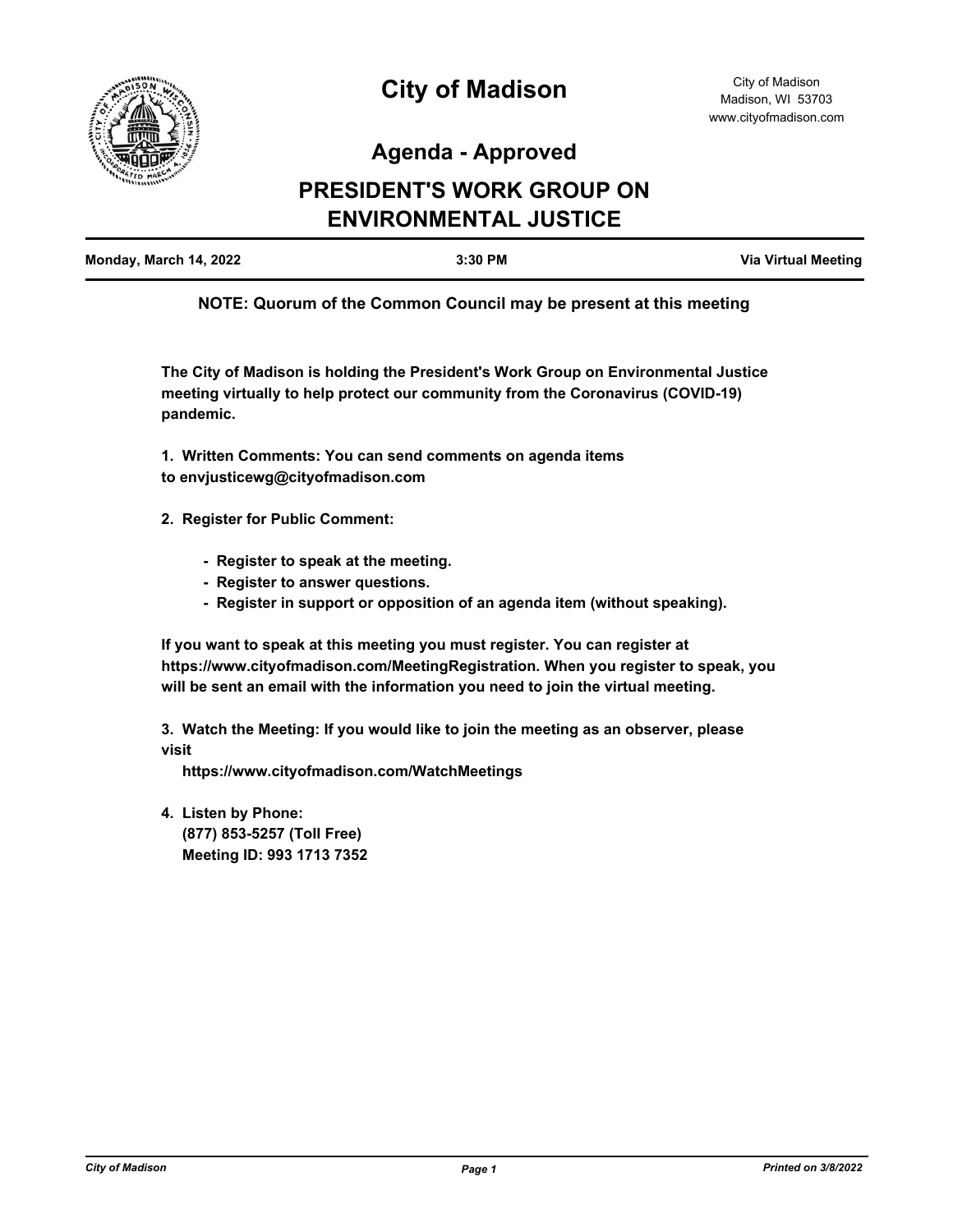# City of Madison

City of Madison
Madison, WI 53703
www.cityofmadison.com

## Agenda - Approved

## PRESIDENT'S WORK GROUP ON ENVIRONMENTAL JUSTICE

| Monday, March 14, 2022 | 3:30 PM | Via Virtual Meeting |
|---|---|---|

**NOTE: Quorum of the Common Council may be present at this meeting**

**The City of Madison is holding the President's Work Group on Environmental Justice meeting virtually to help protect our community from the Coronavirus (COVID-19) pandemic.**

**1. Written Comments: You can send comments on agenda items to envjusticewg@cityofmadison.com**

**2. Register for Public Comment:**

- **Register to speak at the meeting.**
- **Register to answer questions.**
- **Register in support or opposition of an agenda item (without speaking).**

**If you want to speak at this meeting you must register. You can register at https://www.cityofmadison.com/MeetingRegistration. When you register to speak, you will be sent an email with the information you need to join the virtual meeting.**

**3. Watch the Meeting: If you would like to join the meeting as an observer, please visit**
**https://www.cityofmadison.com/WatchMeetings**

**4. Listen by Phone:**
**(877) 853-5257 (Toll Free)**
**Meeting ID: 993 1713 7352**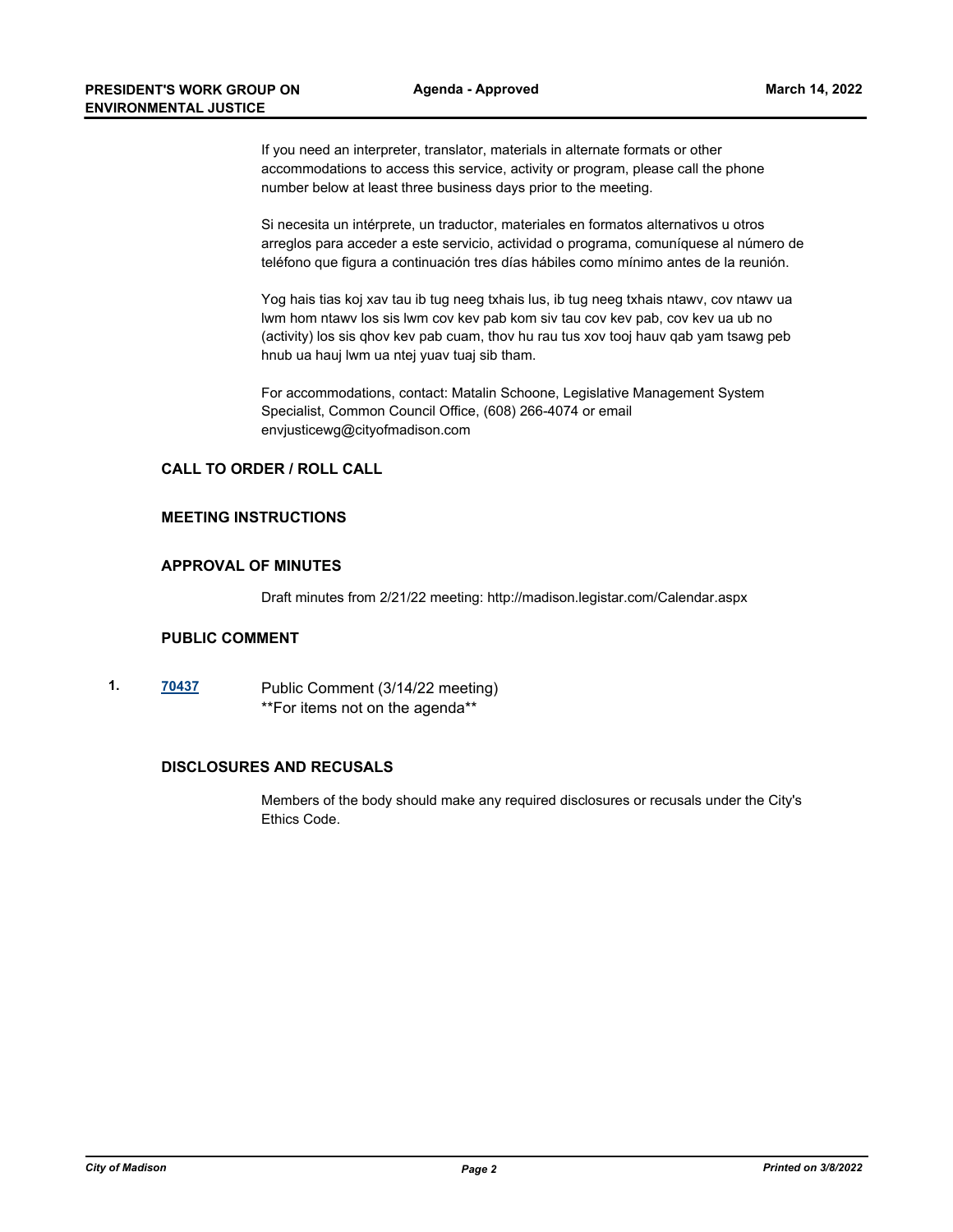If you need an interpreter, translator, materials in alternate formats or other accommodations to access this service, activity or program, please call the phone number below at least three business days prior to the meeting.

Si necesita un intérprete, un traductor, materiales en formatos alternativos u otros arreglos para acceder a este servicio, actividad o programa, comuníquese al número de teléfono que figura a continuación tres días hábiles como mínimo antes de la reunión.

Yog hais tias koj xav tau ib tug neeg txhais lus, ib tug neeg txhais ntawv, cov ntawv ua lwm hom ntawv los sis lwm cov kev pab kom siv tau cov kev pab, cov kev ua ub no (activity) los sis qhov kev pab cuam, thov hu rau tus xov tooj hauv qab yam tsawg peb hnub ua hauj lwm ua ntej yuav tuaj sib tham.

For accommodations, contact: Matalin Schoone, Legislative Management System Specialist, Common Council Office, (608) 266-4074 or email envjusticewg@cityofmadison.com

## CALL TO ORDER / ROLL CALL

## MEETING INSTRUCTIONS

## APPROVAL OF MINUTES

Draft minutes from 2/21/22 meeting: http://madison.legistar.com/Calendar.aspx

## PUBLIC COMMENT

1. **70437** Public Comment (3/14/22 meeting)
   **For items not on the agenda**

## DISCLOSURES AND RECUSALS

Members of the body should make any required disclosures or recusals under the City's Ethics Code.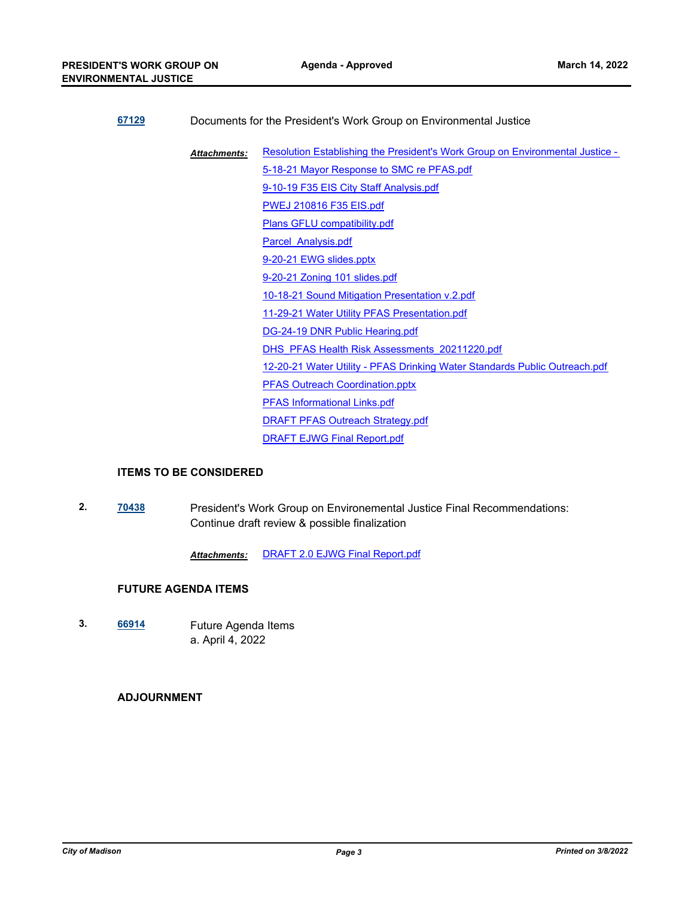**67129** Documents for the President's Work Group on Environmental Justice

*Attachments:*
- Resolution Establishing the President's Work Group on Environmental Justice -
- 5-18-21 Mayor Response to SMC re PFAS.pdf
- 9-10-19 F35 EIS City Staff Analysis.pdf
- PWEJ 210816 F35 EIS.pdf
- Plans GFLU compatibility.pdf
- Parcel_Analysis.pdf
- 9-20-21 EWG slides.pptx
- 9-20-21 Zoning 101 slides.pdf
- 10-18-21 Sound Mitigation Presentation v.2.pdf
- 11-29-21 Water Utility PFAS Presentation.pdf
- DG-24-19 DNR Public Hearing.pdf
- DHS_PFAS Health Risk Assessments_20211220.pdf
- 12-20-21 Water Utility - PFAS Drinking Water Standards Public Outreach.pdf
- PFAS Outreach Coordination.pptx
- PFAS Informational Links.pdf
- DRAFT PFAS Outreach Strategy.pdf
- DRAFT EJWG Final Report.pdf

## ITEMS TO BE CONSIDERED

**2.** **70438** President's Work Group on Environementel Justice Final Recommendations: Continue draft review & possible finalization

*Attachments:* DRAFT 2.0 EJWG Final Report.pdf

## FUTURE AGENDA ITEMS

**3.** **66914** Future Agenda Items
a. April 4, 2022

## ADJOURNMENT